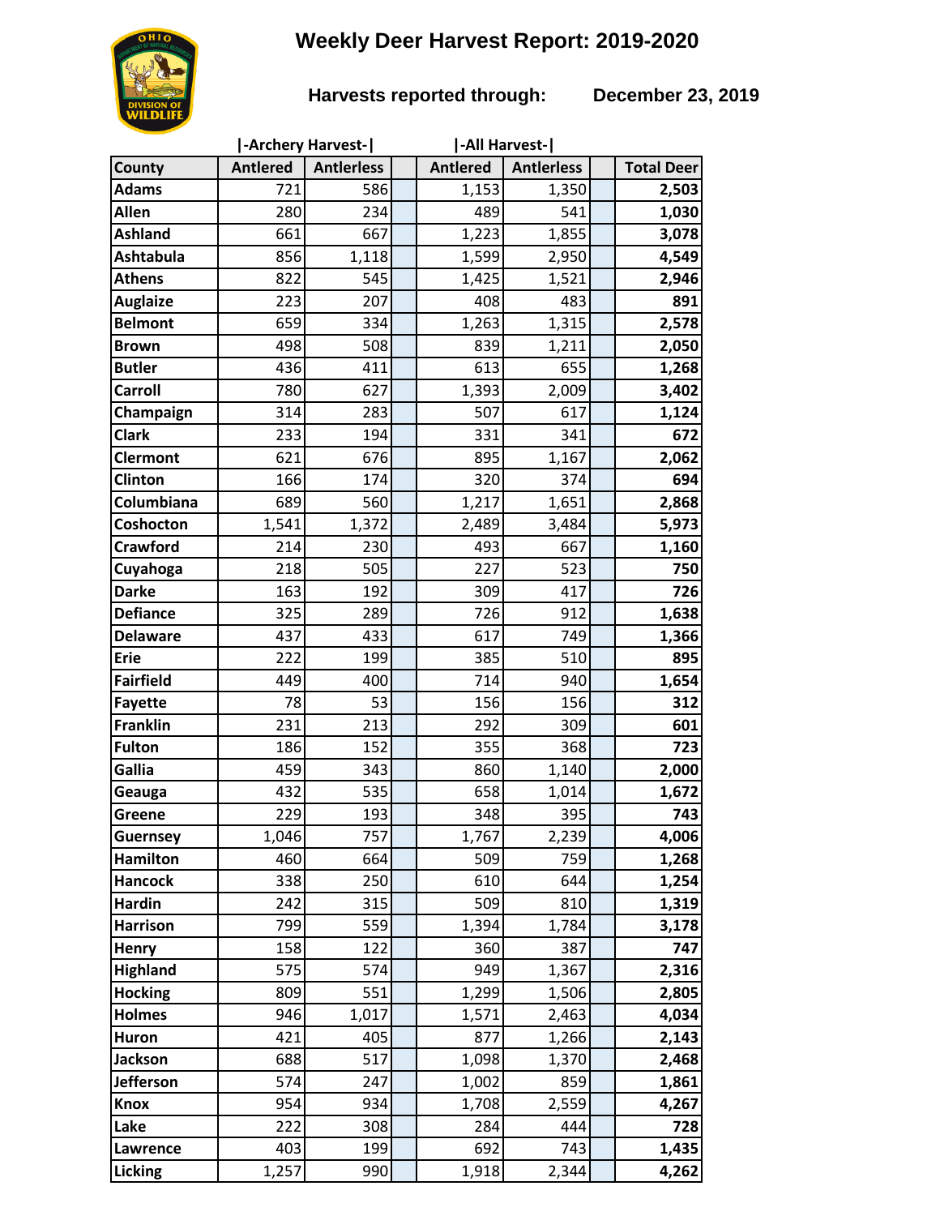# Weekly Deer Harvest Report: 2019-2020

**Harvests reported through: December 23, 2019**

| County | Archery Harvest: Antlered | Archery Harvest: Antlerless | | All Harvest: Antlered | All Harvest: Antlerless | | Total Deer |
|---|---|---|---|---|---|---|---|
| Adams | 721 | 586 | | 1,153 | 1,350 | | **2,503** |
| Allen | 280 | 234 | | 489 | 541 | | **1,030** |
| Ashland | 661 | 667 | | 1,223 | 1,855 | | **3,078** |
| Ashtabula | 856 | 1,118 | | 1,599 | 2,950 | | **4,549** |
| Athens | 822 | 545 | | 1,425 | 1,521 | | **2,946** |
| Auglaize | 223 | 207 | | 408 | 483 | | **891** |
| Belmont | 659 | 334 | | 1,263 | 1,315 | | **2,578** |
| Brown | 498 | 508 | | 839 | 1,211 | | **2,050** |
| Butler | 436 | 411 | | 613 | 655 | | **1,268** |
| Carroll | 780 | 627 | | 1,393 | 2,009 | | **3,402** |
| Champaign | 314 | 283 | | 507 | 617 | | **1,124** |
| Clark | 233 | 194 | | 331 | 341 | | **672** |
| Clermont | 621 | 676 | | 895 | 1,167 | | **2,062** |
| Clinton | 166 | 174 | | 320 | 374 | | **694** |
| Columbiana | 689 | 560 | | 1,217 | 1,651 | | **2,868** |
| Coshocton | 1,541 | 1,372 | | 2,489 | 3,484 | | **5,973** |
| Crawford | 214 | 230 | | 493 | 667 | | **1,160** |
| Cuyahoga | 218 | 505 | | 227 | 523 | | **750** |
| Darke | 163 | 192 | | 309 | 417 | | **726** |
| Defiance | 325 | 289 | | 726 | 912 | | **1,638** |
| Delaware | 437 | 433 | | 617 | 749 | | **1,366** |
| Erie | 222 | 199 | | 385 | 510 | | **895** |
| Fairfield | 449 | 400 | | 714 | 940 | | **1,654** |
| Fayette | 78 | 53 | | 156 | 156 | | **312** |
| Franklin | 231 | 213 | | 292 | 309 | | **601** |
| Fulton | 186 | 152 | | 355 | 368 | | **723** |
| Gallia | 459 | 343 | | 860 | 1,140 | | **2,000** |
| Geauga | 432 | 535 | | 658 | 1,014 | | **1,672** |
| Greene | 229 | 193 | | 348 | 395 | | **743** |
| Guernsey | 1,046 | 757 | | 1,767 | 2,239 | | **4,006** |
| Hamilton | 460 | 664 | | 509 | 759 | | **1,268** |
| Hancock | 338 | 250 | | 610 | 644 | | **1,254** |
| Hardin | 242 | 315 | | 509 | 810 | | **1,319** |
| Harrison | 799 | 559 | | 1,394 | 1,784 | | **3,178** |
| Henry | 158 | 122 | | 360 | 387 | | **747** |
| Highland | 575 | 574 | | 949 | 1,367 | | **2,316** |
| Hocking | 809 | 551 | | 1,299 | 1,506 | | **2,805** |
| Holmes | 946 | 1,017 | | 1,571 | 2,463 | | **4,034** |
| Huron | 421 | 405 | | 877 | 1,266 | | **2,143** |
| Jackson | 688 | 517 | | 1,098 | 1,370 | | **2,468** |
| Jefferson | 574 | 247 | | 1,002 | 859 | | **1,861** |
| Knox | 954 | 934 | | 1,708 | 2,559 | | **4,267** |
| Lake | 222 | 308 | | 284 | 444 | | **728** |
| Lawrence | 403 | 199 | | 692 | 743 | | **1,435** |
| Licking | 1,257 | 990 | | 1,918 | 2,344 | | **4,262** |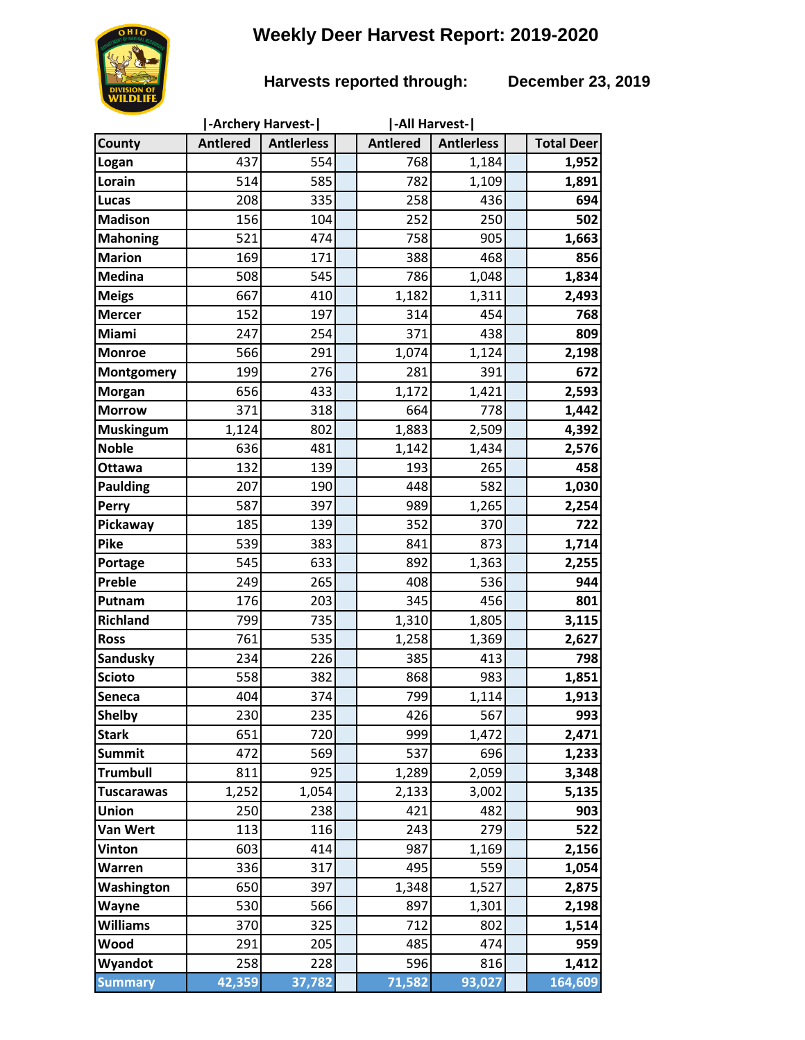# Weekly Deer Harvest Report: 2019-2020

**Harvests reported through: December 23, 2019**

| County | \|-Archery Harvest-\| | | | \|-All Harvest-\| | | | |
|---|---|---|---|---|---|---|---|
| | Antlered | Antlerless | | Antlered | Antlerless | | Total Deer |
| Logan | 437 | 554 | | 768 | 1,184 | | **1,952** |
| Lorain | 514 | 585 | | 782 | 1,109 | | **1,891** |
| Lucas | 208 | 335 | | 258 | 436 | | **694** |
| Madison | 156 | 104 | | 252 | 250 | | **502** |
| Mahoning | 521 | 474 | | 758 | 905 | | **1,663** |
| Marion | 169 | 171 | | 388 | 468 | | **856** |
| Medina | 508 | 545 | | 786 | 1,048 | | **1,834** |
| Meigs | 667 | 410 | | 1,182 | 1,311 | | **2,493** |
| Mercer | 152 | 197 | | 314 | 454 | | **768** |
| Miami | 247 | 254 | | 371 | 438 | | **809** |
| Monroe | 566 | 291 | | 1,074 | 1,124 | | **2,198** |
| Montgomery | 199 | 276 | | 281 | 391 | | **672** |
| Morgan | 656 | 433 | | 1,172 | 1,421 | | **2,593** |
| Morrow | 371 | 318 | | 664 | 778 | | **1,442** |
| Muskingum | 1,124 | 802 | | 1,883 | 2,509 | | **4,392** |
| Noble | 636 | 481 | | 1,142 | 1,434 | | **2,576** |
| Ottawa | 132 | 139 | | 193 | 265 | | **458** |
| Paulding | 207 | 190 | | 448 | 582 | | **1,030** |
| Perry | 587 | 397 | | 989 | 1,265 | | **2,254** |
| Pickaway | 185 | 139 | | 352 | 370 | | **722** |
| Pike | 539 | 383 | | 841 | 873 | | **1,714** |
| Portage | 545 | 633 | | 892 | 1,363 | | **2,255** |
| Preble | 249 | 265 | | 408 | 536 | | **944** |
| Putnam | 176 | 203 | | 345 | 456 | | **801** |
| Richland | 799 | 735 | | 1,310 | 1,805 | | **3,115** |
| Ross | 761 | 535 | | 1,258 | 1,369 | | **2,627** |
| Sandusky | 234 | 226 | | 385 | 413 | | **798** |
| Scioto | 558 | 382 | | 868 | 983 | | **1,851** |
| Seneca | 404 | 374 | | 799 | 1,114 | | **1,913** |
| Shelby | 230 | 235 | | 426 | 567 | | **993** |
| Stark | 651 | 720 | | 999 | 1,472 | | **2,471** |
| Summit | 472 | 569 | | 537 | 696 | | **1,233** |
| Trumbull | 811 | 925 | | 1,289 | 2,059 | | **3,348** |
| Tuscarawas | 1,252 | 1,054 | | 2,133 | 3,002 | | **5,135** |
| Union | 250 | 238 | | 421 | 482 | | **903** |
| Van Wert | 113 | 116 | | 243 | 279 | | **522** |
| Vinton | 603 | 414 | | 987 | 1,169 | | **2,156** |
| Warren | 336 | 317 | | 495 | 559 | | **1,054** |
| Washington | 650 | 397 | | 1,348 | 1,527 | | **2,875** |
| Wayne | 530 | 566 | | 897 | 1,301 | | **2,198** |
| Williams | 370 | 325 | | 712 | 802 | | **1,514** |
| Wood | 291 | 205 | | 485 | 474 | | **959** |
| Wyandot | 258 | 228 | | 596 | 816 | | **1,412** |
| **Summary** | **42,359** | **37,782** | | **71,582** | **93,027** | | **164,609** |